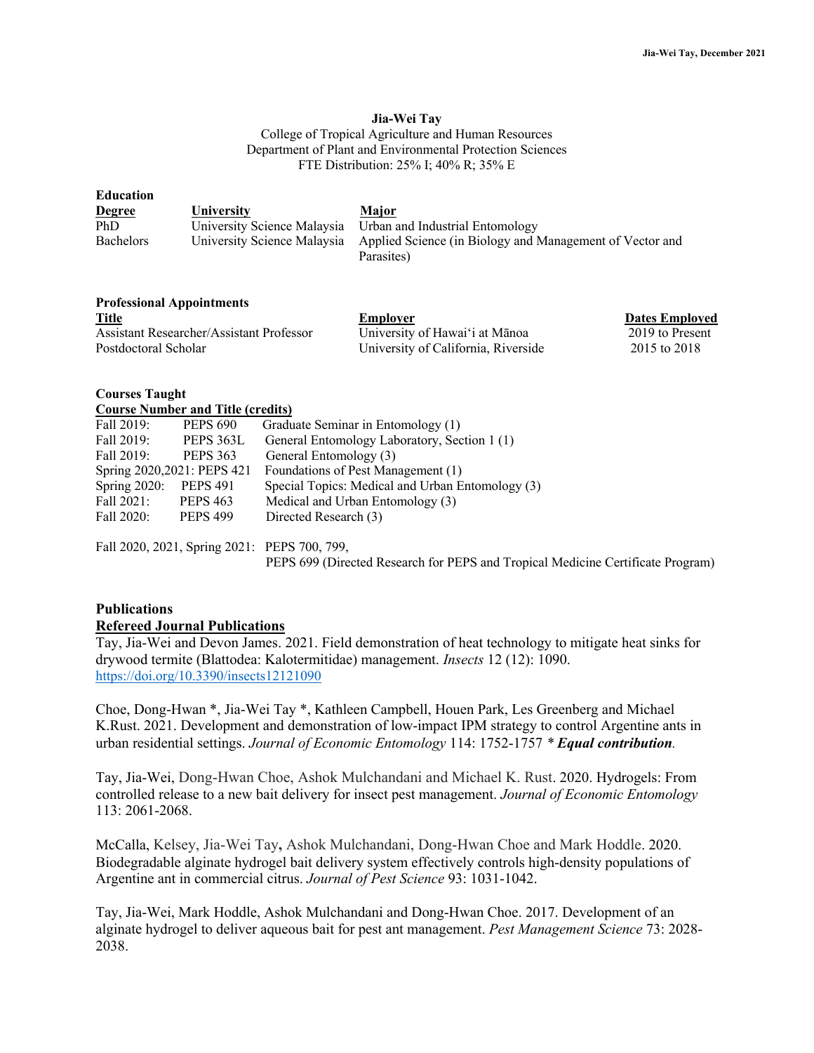**Jia-Wei Tay**

College of Tropical Agriculture and Human Resources
Department of Plant and Environmental Protection Sciences
FTE Distribution: 25% I; 40% R; 35% E

## Education

| Degree | University | Major |
| --- | --- | --- |
| PhD | University Science Malaysia | Urban and Industrial Entomology |
| Bachelors | University Science Malaysia | Applied Science (in Biology and Management of Vector and Parasites) |

## Professional Appointments

| Title | Employer | Dates Employed |
| --- | --- | --- |
| Assistant Researcher/Assistant Professor | University of Hawaiʻi at Mānoa | 2019 to Present |
| Postdoctoral Scholar | University of California, Riverside | 2015 to 2018 |

## Courses Taught

**Course Number and Title (credits)**

| | | |
| --- | --- | --- |
| Fall 2019: | PEPS 690 | Graduate Seminar in Entomology (1) |
| Fall 2019: | PEPS 363L | General Entomology Laboratory, Section 1 (1) |
| Fall 2019: | PEPS 363 | General Entomology (3) |
| Spring 2020,2021: | PEPS 421 | Foundations of Pest Management (1) |
| Spring 2020: | PEPS 491 | Special Topics: Medical and Urban Entomology (3) |
| Fall 2021: | PEPS 463 | Medical and Urban Entomology (3) |
| Fall 2020: | PEPS 499 | Directed Research (3) |

Fall 2020, 2021, Spring 2021: PEPS 700, 799,
PEPS 699 (Directed Research for PEPS and Tropical Medicine Certificate Program)

## Publications

### Refereed Journal Publications

Tay, Jia-Wei and Devon James. 2021. Field demonstration of heat technology to mitigate heat sinks for drywood termite (Blattodea: Kalotermitidae) management. *Insects* 12 (12): 1090. https://doi.org/10.3390/insects12121090

Choe, Dong-Hwan *, Jia-Wei Tay *, Kathleen Campbell, Houen Park, Les Greenberg and Michael K.Rust. 2021. Development and demonstration of low-impact IPM strategy to control Argentine ants in urban residential settings. *Journal of Economic Entomology* 114: 1752-1757 * ***Equal contribution***.

Tay, Jia-Wei, Dong-Hwan Choe, Ashok Mulchandani and Michael K. Rust. 2020. Hydrogels: From controlled release to a new bait delivery for insect pest management. *Journal of Economic Entomology* 113: 2061-2068.

McCalla, Kelsey, Jia-Wei Tay**,** Ashok Mulchandani, Dong-Hwan Choe and Mark Hoddle. 2020. Biodegradable alginate hydrogel bait delivery system effectively controls high-density populations of Argentine ant in commercial citrus. *Journal of Pest Science* 93: 1031-1042.

Tay, Jia-Wei, Mark Hoddle, Ashok Mulchandani and Dong-Hwan Choe. 2017. Development of an alginate hydrogel to deliver aqueous bait for pest ant management. *Pest Management Science* 73: 2028-2038.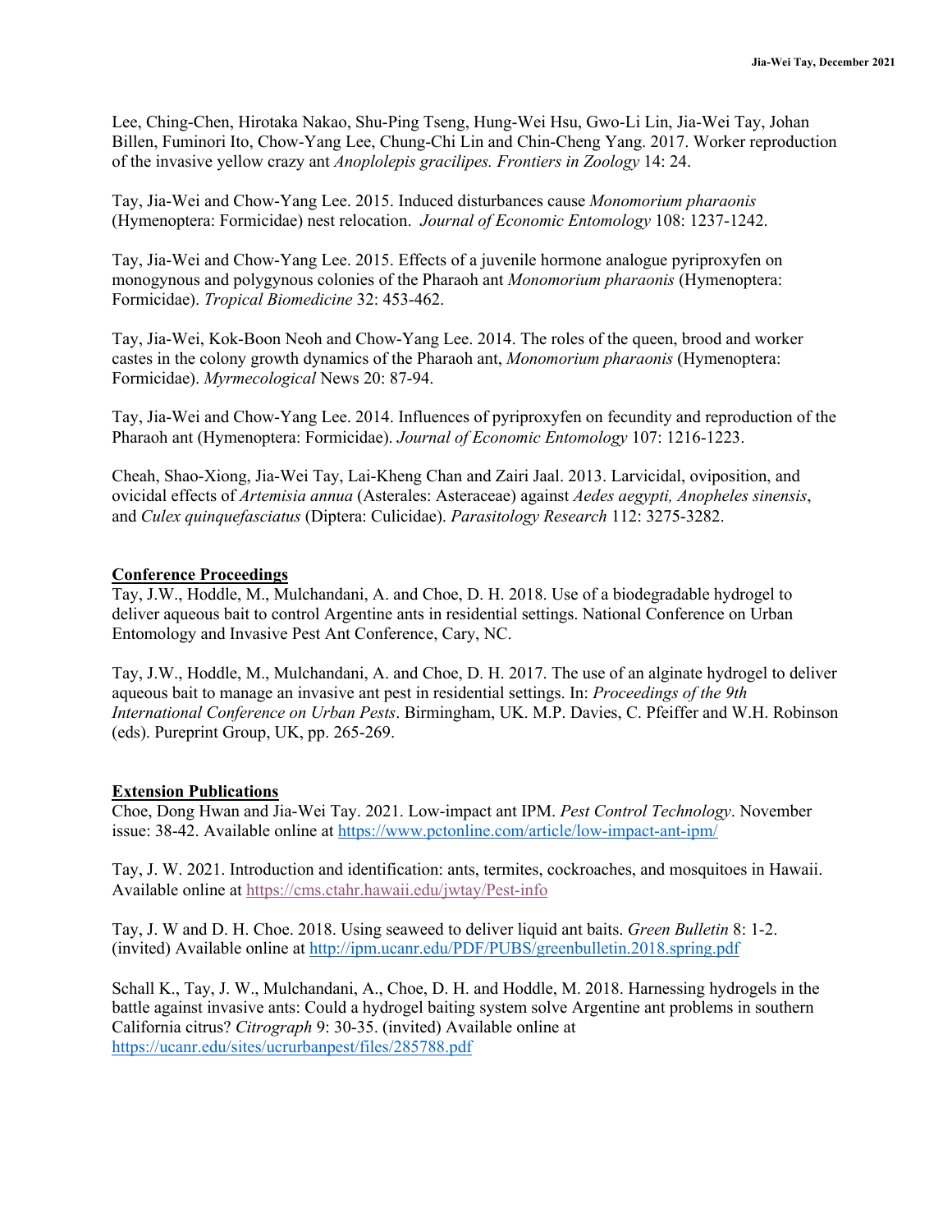Lee, Ching-Chen, Hirotaka Nakao, Shu-Ping Tseng, Hung-Wei Hsu, Gwo-Li Lin, Jia-Wei Tay, Johan Billen, Fuminori Ito, Chow-Yang Lee, Chung-Chi Lin and Chin-Cheng Yang. 2017. Worker reproduction of the invasive yellow crazy ant *Anoplolepis gracilipes. Frontiers in Zoology* 14: 24.

Tay, Jia-Wei and Chow-Yang Lee. 2015. Induced disturbances cause *Monomorium pharaonis* (Hymenoptera: Formicidae) nest relocation. *Journal of Economic Entomology* 108: 1237-1242.

Tay, Jia-Wei and Chow-Yang Lee. 2015. Effects of a juvenile hormone analogue pyriproxyfen on monogynous and polygynous colonies of the Pharaoh ant *Monomorium pharaonis* (Hymenoptera: Formicidae). *Tropical Biomedicine* 32: 453-462.

Tay, Jia-Wei, Kok-Boon Neoh and Chow-Yang Lee. 2014. The roles of the queen, brood and worker castes in the colony growth dynamics of the Pharaoh ant, *Monomorium pharaonis* (Hymenoptera: Formicidae). *Myrmecological* News 20: 87-94.

Tay, Jia-Wei and Chow-Yang Lee. 2014. Influences of pyriproxyfen on fecundity and reproduction of the Pharaoh ant (Hymenoptera: Formicidae). *Journal of Economic Entomology* 107: 1216-1223.

Cheah, Shao-Xiong, Jia-Wei Tay, Lai-Kheng Chan and Zairi Jaal. 2013. Larvicidal, oviposition, and ovicidal effects of *Artemisia annua* (Asterales: Asteraceae) against *Aedes aegypti, Anopheles sinensis*, and *Culex quinquefasciatus* (Diptera: Culicidae). *Parasitology Research* 112: 3275-3282.

**Conference Proceedings**

Tay, J.W., Hoddle, M., Mulchandani, A. and Choe, D. H. 2018. Use of a biodegradable hydrogel to deliver aqueous bait to control Argentine ants in residential settings. National Conference on Urban Entomology and Invasive Pest Ant Conference, Cary, NC.

Tay, J.W., Hoddle, M., Mulchandani, A. and Choe, D. H. 2017. The use of an alginate hydrogel to deliver aqueous bait to manage an invasive ant pest in residential settings. In: *Proceedings of the 9th International Conference on Urban Pests*. Birmingham, UK. M.P. Davies, C. Pfeiffer and W.H. Robinson (eds). Pureprint Group, UK, pp. 265-269.

**Extension Publications**

Choe, Dong Hwan and Jia-Wei Tay. 2021. Low-impact ant IPM. *Pest Control Technology*. November issue: 38-42. Available online at https://www.pctonline.com/article/low-impact-ant-ipm/

Tay, J. W. 2021. Introduction and identification: ants, termites, cockroaches, and mosquitoes in Hawaii. Available online at https://cms.ctahr.hawaii.edu/jwtay/Pest-info

Tay, J. W and D. H. Choe. 2018. Using seaweed to deliver liquid ant baits. *Green Bulletin* 8: 1-2. (invited) Available online at http://ipm.ucanr.edu/PDF/PUBS/greenbulletin.2018.spring.pdf

Schall K., Tay, J. W., Mulchandani, A., Choe, D. H. and Hoddle, M. 2018. Harnessing hydrogels in the battle against invasive ants: Could a hydrogel baiting system solve Argentine ant problems in southern California citrus? *Citrograph* 9: 30-35. (invited) Available online at https://ucanr.edu/sites/ucrurbanpest/files/285788.pdf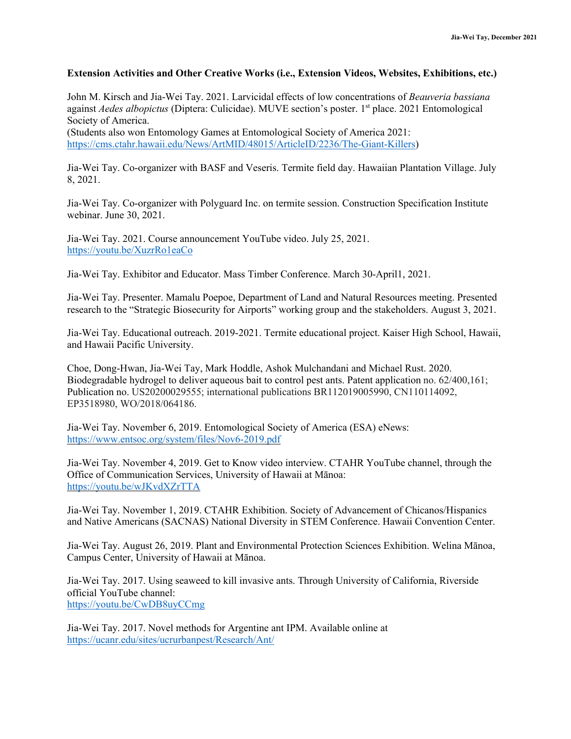**Extension Activities and Other Creative Works (i.e., Extension Videos, Websites, Exhibitions, etc.)**

John M. Kirsch and Jia-Wei Tay. 2021. Larvicidal effects of low concentrations of *Beauveria bassiana* against *Aedes albopictus* (Diptera: Culicidae). MUVE section's poster. 1st place. 2021 Entomological Society of America.
(Students also won Entomology Games at Entomological Society of America 2021: https://cms.ctahr.hawaii.edu/News/ArtMID/48015/ArticleID/2236/The-Giant-Killers)

Jia-Wei Tay. Co-organizer with BASF and Veseris. Termite field day. Hawaiian Plantation Village. July 8, 2021.

Jia-Wei Tay. Co-organizer with Polyguard Inc. on termite session. Construction Specification Institute webinar. June 30, 2021.

Jia-Wei Tay. 2021. Course announcement YouTube video. July 25, 2021. https://youtu.be/XuzrRo1eaCo

Jia-Wei Tay. Exhibitor and Educator. Mass Timber Conference. March 30-April1, 2021.

Jia-Wei Tay. Presenter. Mamalu Poepoe, Department of Land and Natural Resources meeting. Presented research to the "Strategic Biosecurity for Airports" working group and the stakeholders. August 3, 2021.

Jia-Wei Tay. Educational outreach. 2019-2021. Termite educational project. Kaiser High School, Hawaii, and Hawaii Pacific University.

Choe, Dong-Hwan, Jia-Wei Tay, Mark Hoddle, Ashok Mulchandani and Michael Rust. 2020. Biodegradable hydrogel to deliver aqueous bait to control pest ants. Patent application no. 62/400,161; Publication no. US20200029555; international publications BR112019005990, CN110114092, EP3518980, WO/2018/064186.

Jia-Wei Tay. November 6, 2019. Entomological Society of America (ESA) eNews: https://www.entsoc.org/system/files/Nov6-2019.pdf

Jia-Wei Tay. November 4, 2019. Get to Know video interview. CTAHR YouTube channel, through the Office of Communication Services, University of Hawaii at Mānoa: https://youtu.be/wJKvdXZrTTA

Jia-Wei Tay. November 1, 2019. CTAHR Exhibition. Society of Advancement of Chicanos/Hispanics and Native Americans (SACNAS) National Diversity in STEM Conference. Hawaii Convention Center.

Jia-Wei Tay. August 26, 2019. Plant and Environmental Protection Sciences Exhibition. Welina Mānoa, Campus Center, University of Hawaii at Mānoa.

Jia-Wei Tay. 2017. Using seaweed to kill invasive ants. Through University of California, Riverside official YouTube channel:
https://youtu.be/CwDB8uyCCmg

Jia-Wei Tay. 2017. Novel methods for Argentine ant IPM. Available online at https://ucanr.edu/sites/ucrurbanpest/Research/Ant/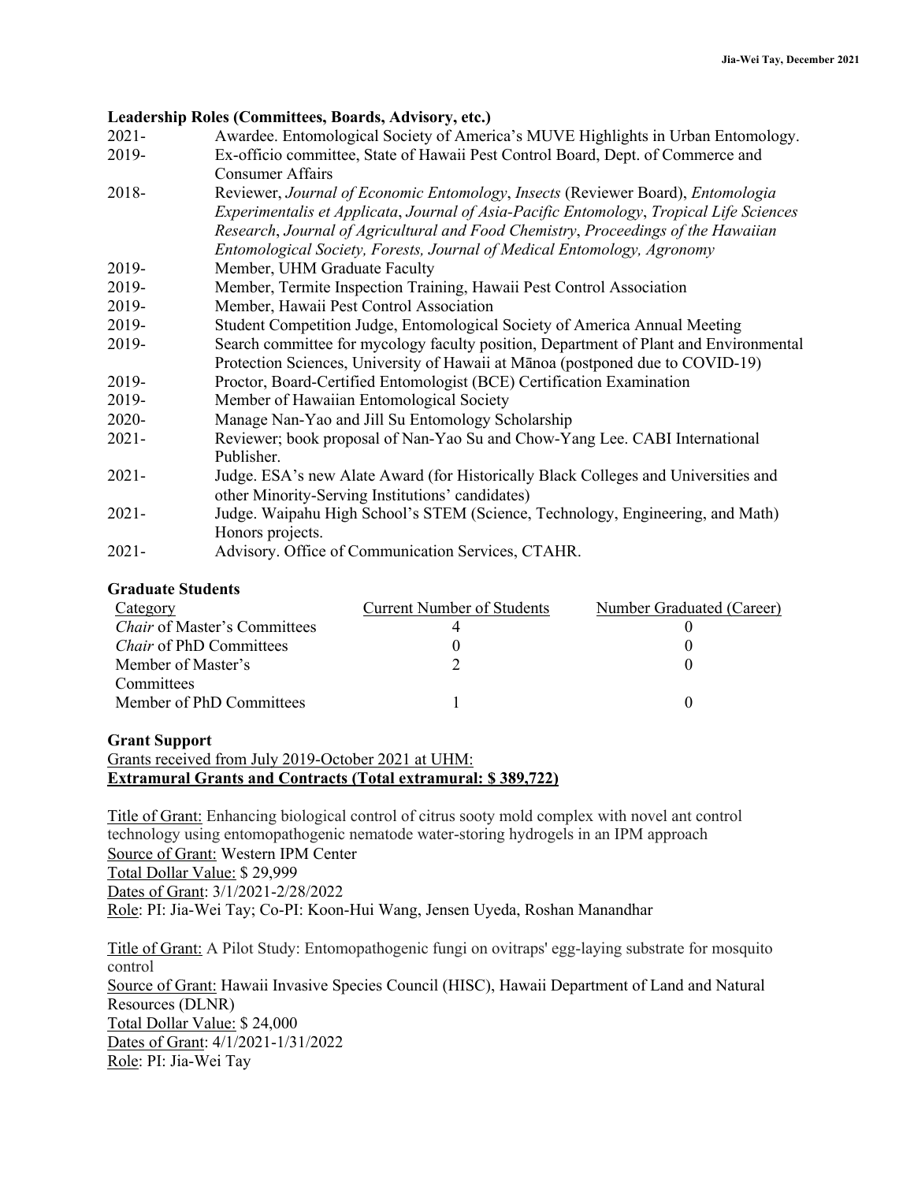**Leadership Roles (Committees, Boards, Advisory, etc.)**

| | |
|---|---|
| 2021- | Awardee. Entomological Society of America's MUVE Highlights in Urban Entomology. |
| 2019- | Ex-officio committee, State of Hawaii Pest Control Board, Dept. of Commerce and Consumer Affairs |
| 2018- | Reviewer, *Journal of Economic Entomology*, *Insects* (Reviewer Board), *Entomologia Experimentalis et Applicata*, *Journal of Asia-Pacific Entomology*, *Tropical Life Sciences Research*, *Journal of Agricultural and Food Chemistry*, *Proceedings of the Hawaiian Entomological Society, Forests, Journal of Medical Entomology, Agronomy* |
| 2019- | Member, UHM Graduate Faculty |
| 2019- | Member, Termite Inspection Training, Hawaii Pest Control Association |
| 2019- | Member, Hawaii Pest Control Association |
| 2019- | Student Competition Judge, Entomological Society of America Annual Meeting |
| 2019- | Search committee for mycology faculty position, Department of Plant and Environmental Protection Sciences, University of Hawaii at Mānoa (postponed due to COVID-19) |
| 2019- | Proctor, Board-Certified Entomologist (BCE) Certification Examination |
| 2019- | Member of Hawaiian Entomological Society |
| 2020- | Manage Nan-Yao and Jill Su Entomology Scholarship |
| 2021- | Reviewer; book proposal of Nan-Yao Su and Chow-Yang Lee. CABI International Publisher. |
| 2021- | Judge. ESA's new Alate Award (for Historically Black Colleges and Universities and other Minority-Serving Institutions' candidates) |
| 2021- | Judge. Waipahu High School's STEM (Science, Technology, Engineering, and Math) Honors projects. |
| 2021- | Advisory. Office of Communication Services, CTAHR. |

**Graduate Students**

| Category | Current Number of Students | Number Graduated (Career) |
|---|---|---|
| *Chair* of Master's Committees | 4 | 0 |
| *Chair* of PhD Committees | 0 | 0 |
| Member of Master's Committees | 2 | 0 |
| Member of PhD Committees | 1 | 0 |

**Grant Support**

Grants received from July 2019-October 2021 at UHM:

**Extramural Grants and Contracts (Total extramural: $ 389,722)**

Title of Grant: Enhancing biological control of citrus sooty mold complex with novel ant control technology using entomopathogenic nematode water-storing hydrogels in an IPM approach
Source of Grant: Western IPM Center
Total Dollar Value: $ 29,999
Dates of Grant: 3/1/2021-2/28/2022
Role: PI: Jia-Wei Tay; Co-PI: Koon-Hui Wang, Jensen Uyeda, Roshan Manandhar

Title of Grant: A Pilot Study: Entomopathogenic fungi on ovitraps' egg-laying substrate for mosquito control
Source of Grant: Hawaii Invasive Species Council (HISC), Hawaii Department of Land and Natural Resources (DLNR)
Total Dollar Value: $ 24,000
Dates of Grant: 4/1/2021-1/31/2022
Role: PI: Jia-Wei Tay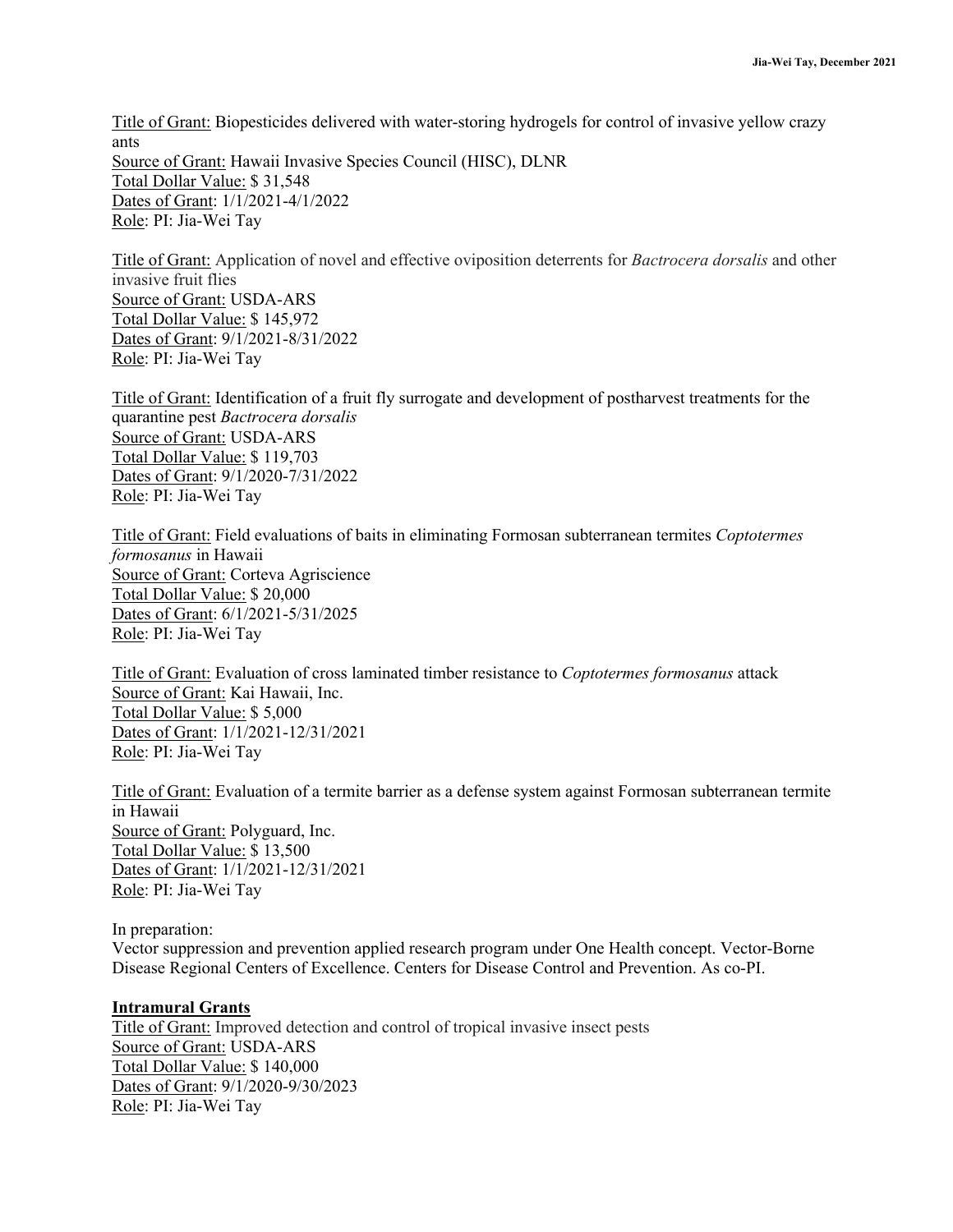<u>Title of Grant:</u> Biopesticides delivered with water-storing hydrogels for control of invasive yellow crazy ants
<u>Source of Grant:</u> Hawaii Invasive Species Council (HISC), DLNR
<u>Total Dollar Value:</u> $ 31,548
<u>Dates of Grant</u>: 1/1/2021-4/1/2022
<u>Role</u>: PI: Jia-Wei Tay

<u>Title of Grant:</u> Application of novel and effective oviposition deterrents for *Bactrocera dorsalis* and other invasive fruit flies
<u>Source of Grant:</u> USDA-ARS
<u>Total Dollar Value:</u> $ 145,972
<u>Dates of Grant</u>: 9/1/2021-8/31/2022
<u>Role</u>: PI: Jia-Wei Tay

<u>Title of Grant:</u> Identification of a fruit fly surrogate and development of postharvest treatments for the quarantine pest *Bactrocera dorsalis*
<u>Source of Grant:</u> USDA-ARS
<u>Total Dollar Value:</u> $ 119,703
<u>Dates of Grant</u>: 9/1/2020-7/31/2022
<u>Role</u>: PI: Jia-Wei Tay

<u>Title of Grant:</u> Field evaluations of baits in eliminating Formosan subterranean termites *Coptotermes formosanus* in Hawaii
<u>Source of Grant:</u> Corteva Agriscience
<u>Total Dollar Value:</u> $ 20,000
<u>Dates of Grant</u>: 6/1/2021-5/31/2025
<u>Role</u>: PI: Jia-Wei Tay

<u>Title of Grant:</u> Evaluation of cross laminated timber resistance to *Coptotermes formosanus* attack
<u>Source of Grant:</u> Kai Hawaii, Inc.
<u>Total Dollar Value:</u> $ 5,000
<u>Dates of Grant</u>: 1/1/2021-12/31/2021
<u>Role</u>: PI: Jia-Wei Tay

<u>Title of Grant:</u> Evaluation of a termite barrier as a defense system against Formosan subterranean termite in Hawaii
<u>Source of Grant:</u> Polyguard, Inc.
<u>Total Dollar Value:</u> $ 13,500
<u>Dates of Grant</u>: 1/1/2021-12/31/2021
<u>Role</u>: PI: Jia-Wei Tay

In preparation:
Vector suppression and prevention applied research program under One Health concept. Vector-Borne Disease Regional Centers of Excellence. Centers for Disease Control and Prevention. As co-PI.

**<u>Intramural Grants</u>**
<u>Title of Grant:</u> Improved detection and control of tropical invasive insect pests
<u>Source of Grant:</u> USDA-ARS
<u>Total Dollar Value:</u> $ 140,000
<u>Dates of Grant</u>: 9/1/2020-9/30/2023
<u>Role</u>: PI: Jia-Wei Tay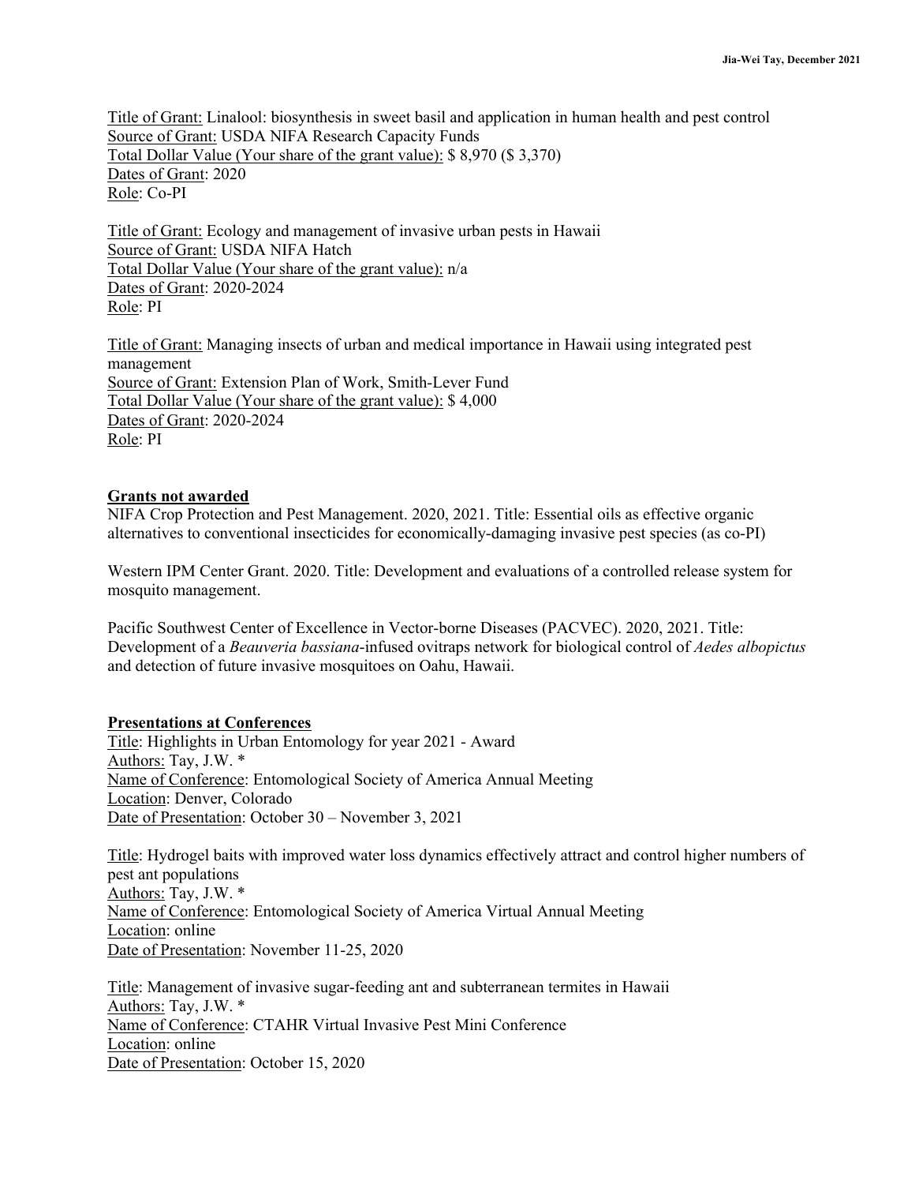Title of Grant: Linalool: biosynthesis in sweet basil and application in human health and pest control
Source of Grant: USDA NIFA Research Capacity Funds
Total Dollar Value (Your share of the grant value): $ 8,970 ($ 3,370)
Dates of Grant: 2020
Role: Co-PI

Title of Grant: Ecology and management of invasive urban pests in Hawaii
Source of Grant: USDA NIFA Hatch
Total Dollar Value (Your share of the grant value): n/a
Dates of Grant: 2020-2024
Role: PI

Title of Grant: Managing insects of urban and medical importance in Hawaii using integrated pest management
Source of Grant: Extension Plan of Work, Smith-Lever Fund
Total Dollar Value (Your share of the grant value): $ 4,000
Dates of Grant: 2020-2024
Role: PI

## Grants not awarded

NIFA Crop Protection and Pest Management. 2020, 2021. Title: Essential oils as effective organic alternatives to conventional insecticides for economically-damaging invasive pest species (as co-PI)

Western IPM Center Grant. 2020. Title: Development and evaluations of a controlled release system for mosquito management.

Pacific Southwest Center of Excellence in Vector-borne Diseases (PACVEC). 2020, 2021. Title: Development of a *Beauveria bassiana*-infused ovitraps network for biological control of *Aedes albopictus* and detection of future invasive mosquitoes on Oahu, Hawaii.

## Presentations at Conferences

Title: Highlights in Urban Entomology for year 2021 - Award
Authors: Tay, J.W. *
Name of Conference: Entomological Society of America Annual Meeting
Location: Denver, Colorado
Date of Presentation: October 30 – November 3, 2021

Title: Hydrogel baits with improved water loss dynamics effectively attract and control higher numbers of pest ant populations
Authors: Tay, J.W. *
Name of Conference: Entomological Society of America Virtual Annual Meeting
Location: online
Date of Presentation: November 11-25, 2020

Title: Management of invasive sugar-feeding ant and subterranean termites in Hawaii
Authors: Tay, J.W. *
Name of Conference: CTAHR Virtual Invasive Pest Mini Conference
Location: online
Date of Presentation: October 15, 2020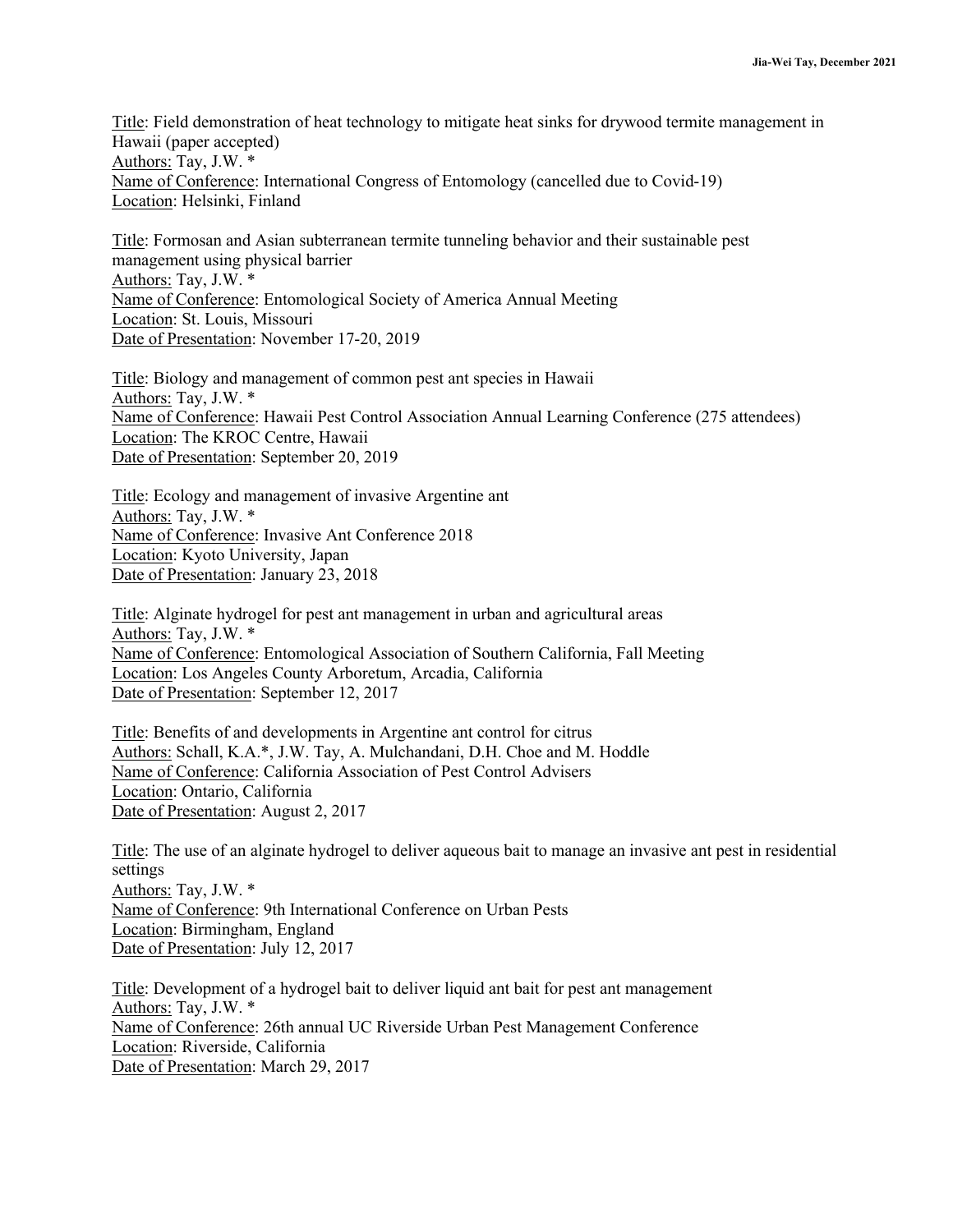Title: Field demonstration of heat technology to mitigate heat sinks for drywood termite management in Hawaii (paper accepted)
Authors: Tay, J.W. *
Name of Conference: International Congress of Entomology (cancelled due to Covid-19)
Location: Helsinki, Finland

Title: Formosan and Asian subterranean termite tunneling behavior and their sustainable pest management using physical barrier
Authors: Tay, J.W. *
Name of Conference: Entomological Society of America Annual Meeting
Location: St. Louis, Missouri
Date of Presentation: November 17-20, 2019

Title: Biology and management of common pest ant species in Hawaii
Authors: Tay, J.W. *
Name of Conference: Hawaii Pest Control Association Annual Learning Conference (275 attendees)
Location: The KROC Centre, Hawaii
Date of Presentation: September 20, 2019

Title: Ecology and management of invasive Argentine ant
Authors: Tay, J.W. *
Name of Conference: Invasive Ant Conference 2018
Location: Kyoto University, Japan
Date of Presentation: January 23, 2018

Title: Alginate hydrogel for pest ant management in urban and agricultural areas
Authors: Tay, J.W. *
Name of Conference: Entomological Association of Southern California, Fall Meeting
Location: Los Angeles County Arboretum, Arcadia, California
Date of Presentation: September 12, 2017

Title: Benefits of and developments in Argentine ant control for citrus
Authors: Schall, K.A.*, J.W. Tay, A. Mulchandani, D.H. Choe and M. Hoddle
Name of Conference: California Association of Pest Control Advisers
Location: Ontario, California
Date of Presentation: August 2, 2017

Title: The use of an alginate hydrogel to deliver aqueous bait to manage an invasive ant pest in residential settings
Authors: Tay, J.W. *
Name of Conference: 9th International Conference on Urban Pests
Location: Birmingham, England
Date of Presentation: July 12, 2017

Title: Development of a hydrogel bait to deliver liquid ant bait for pest ant management
Authors: Tay, J.W. *
Name of Conference: 26th annual UC Riverside Urban Pest Management Conference
Location: Riverside, California
Date of Presentation: March 29, 2017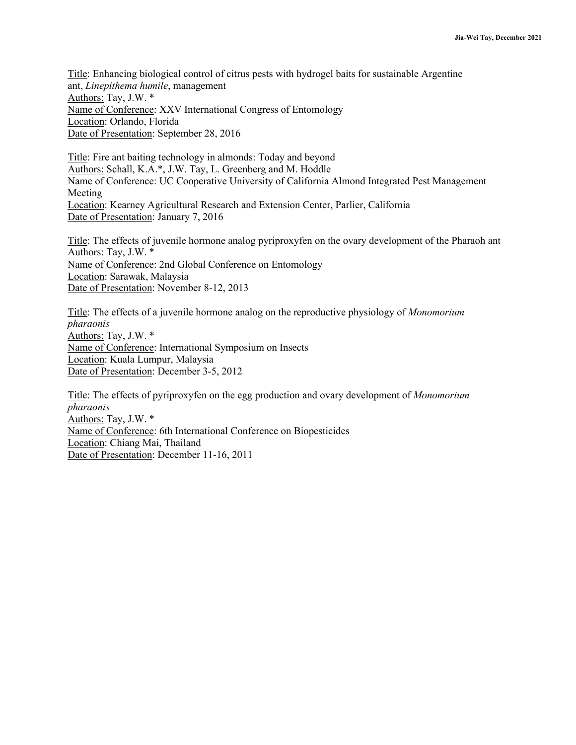Title: Enhancing biological control of citrus pests with hydrogel baits for sustainable Argentine ant, *Linepithema humile*, management
Authors: Tay, J.W. *
Name of Conference: XXV International Congress of Entomology
Location: Orlando, Florida
Date of Presentation: September 28, 2016

Title: Fire ant baiting technology in almonds: Today and beyond
Authors: Schall, K.A.*, J.W. Tay, L. Greenberg and M. Hoddle
Name of Conference: UC Cooperative University of California Almond Integrated Pest Management Meeting
Location: Kearney Agricultural Research and Extension Center, Parlier, California
Date of Presentation: January 7, 2016

Title: The effects of juvenile hormone analog pyriproxyfen on the ovary development of the Pharaoh ant
Authors: Tay, J.W. *
Name of Conference: 2nd Global Conference on Entomology
Location: Sarawak, Malaysia
Date of Presentation: November 8-12, 2013

Title: The effects of a juvenile hormone analog on the reproductive physiology of *Monomorium pharaonis*
Authors: Tay, J.W. *
Name of Conference: International Symposium on Insects
Location: Kuala Lumpur, Malaysia
Date of Presentation: December 3-5, 2012

Title: The effects of pyriproxyfen on the egg production and ovary development of *Monomorium pharaonis*
Authors: Tay, J.W. *
Name of Conference: 6th International Conference on Biopesticides
Location: Chiang Mai, Thailand
Date of Presentation: December 11-16, 2011